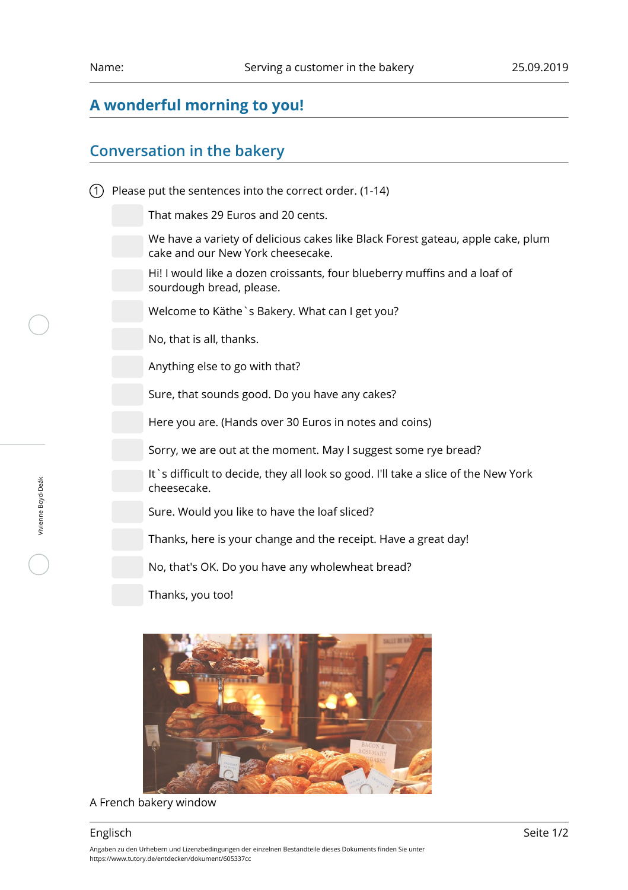Name:

# A wonderful morning to you!

## Conversation in the bakery

1. Please put the sentences into the correct order. (1-14)

- [ ] That makes 29 Euros and 20 cents.
- [ ] We have a variety of delicious cakes like Black Forest gateau, apple cake, plum cake and our New York cheesecake.
- [ ] Hi! I would like a dozen croissants, four blueberry muffins and a loaf of sourdough bread, please.
- [ ] Welcome to Käthe`s Bakery. What can I get you?
- [ ] No, that is all, thanks.
- [ ] Anything else to go with that?
- [ ] Sure, that sounds good. Do you have any cakes?
- [ ] Here you are. (Hands over 30 Euros in notes and coins)
- [ ] Sorry, we are out at the moment. May I suggest some rye bread?
- [ ] It`s difficult to decide, they all look so good. I'll take a slice of the New York cheesecake.
- [ ] Sure. Would you like to have the loaf sliced?
- [ ] Thanks, here is your change and the receipt. Have a great day!
- [ ] No, that's OK. Do you have any wholewheat bread?
- [ ] Thanks, you too!

A French bakery window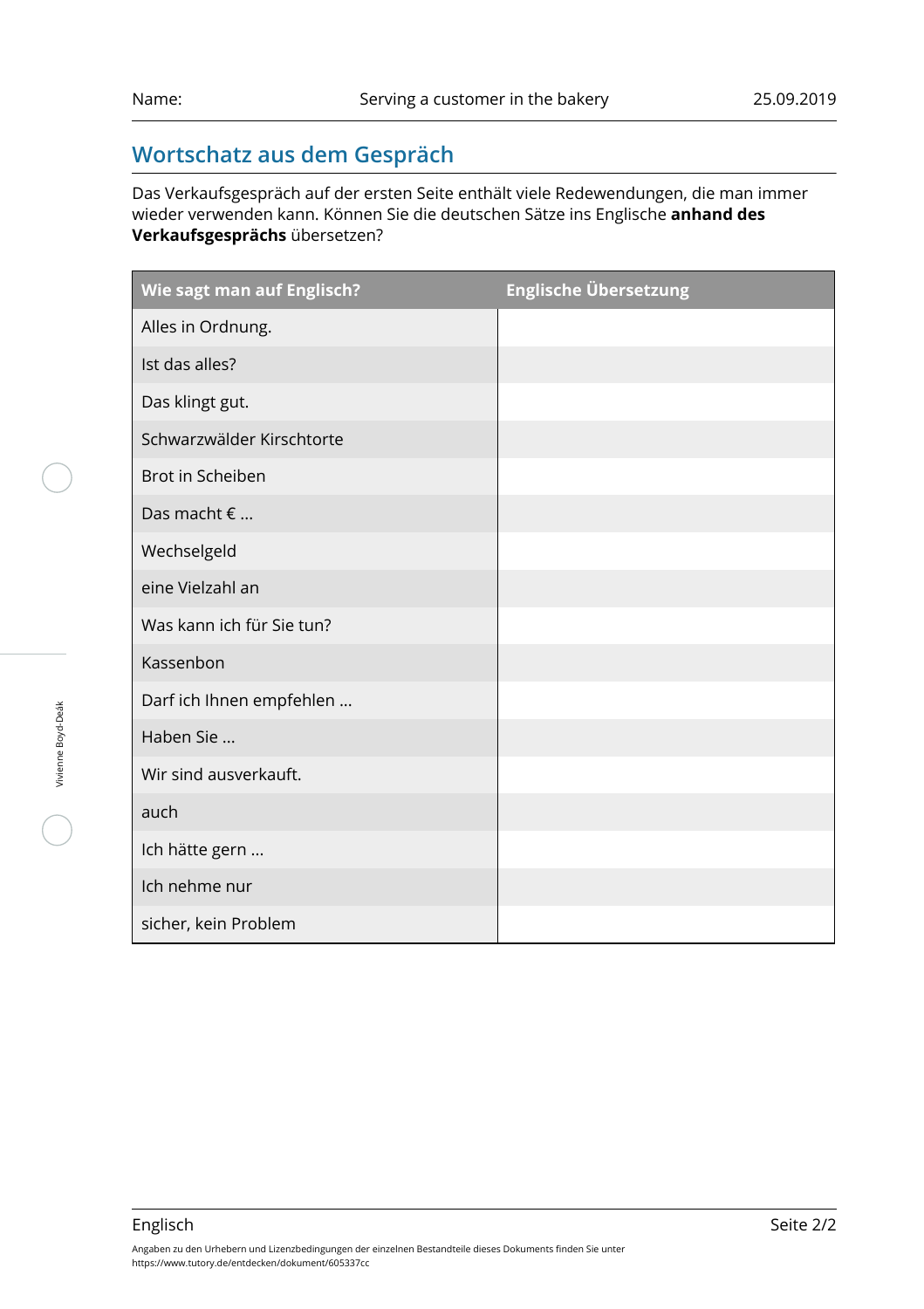## Wortschatz aus dem Gespräch

Das Verkaufsgespräch auf der ersten Seite enthält viele Redewendungen, die man immer wieder verwenden kann. Können Sie die deutschen Sätze ins Englische **anhand des Verkaufsgesprächs** übersetzen?

| Wie sagt man auf Englisch? | Englische Übersetzung |
| --- | --- |
| Alles in Ordnung. | |
| Ist das alles? | |
| Das klingt gut. | |
| Schwarzwälder Kirschtorte | |
| Brot in Scheiben | |
| Das macht € ... | |
| Wechselgeld | |
| eine Vielzahl an | |
| Was kann ich für Sie tun? | |
| Kassenbon | |
| Darf ich Ihnen empfehlen ... | |
| Haben Sie ... | |
| Wir sind ausverkauft. | |
| auch | |
| Ich hätte gern ... | |
| Ich nehme nur | |
| sicher, kein Problem | |

Angaben zu den Urhebern und Lizenzbedingungen der einzelnen Bestandteile dieses Dokuments finden Sie unter https://www.tutory.de/entdecken/dokument/605337cc